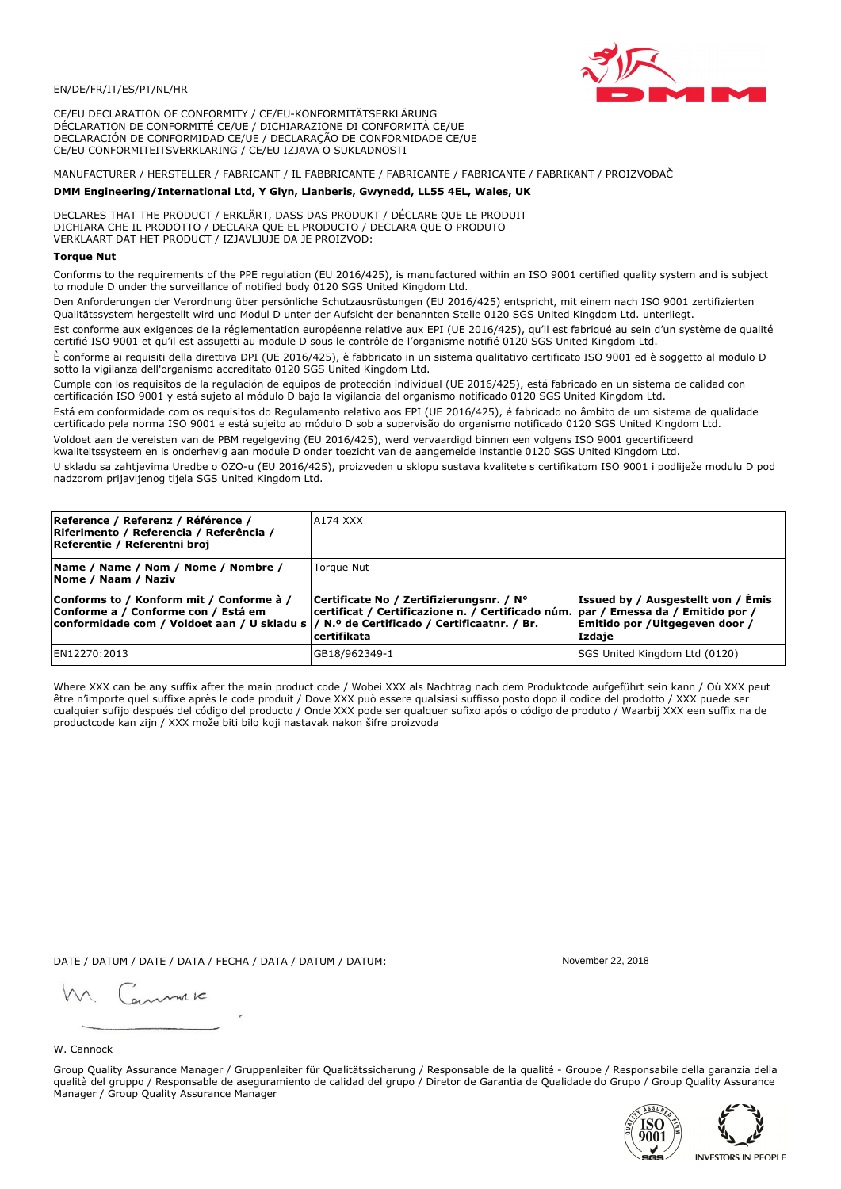EN/DE/FR/IT/ES/PT/NL/HR

CE/EU DECLARATION OF CONFORMITY / CE/EU-KONFORMITÄTSERKLÄRUNG
DÉCLARATION DE CONFORMITÉ CE/UE / DICHIARAZIONE DI CONFORMITÀ CE/UE
DECLARACIÓN DE CONFORMIDAD CE/UE / DECLARAÇÃO DE CONFORMIDADE CE/UE
CE/EU CONFORMITEITSVERKLARING / CE/EU IZJAVA O SUKLADNOSTI

MANUFACTURER / HERSTELLER / FABRICANT / IL FABBRICANTE / FABRICANTE / FABRICANTE / FABRIKANT / PROIZVOĐAČ

**DMM Engineering/International Ltd, Y Glyn, Llanberis, Gwynedd, LL55 4EL, Wales, UK**

DECLARES THAT THE PRODUCT / ERKLÄRT, DASS DAS PRODUKT / DÉCLARE QUE LE PRODUIT
DICHIARA CHE IL PRODOTTO / DECLARA QUE EL PRODUCTO / DECLARA QUE O PRODUTO
VERKLAART DAT HET PRODUCT / IZJAVLJUJE DA JE PROIZVOD:

**Torque Nut**

Conforms to the requirements of the PPE regulation (EU 2016/425), is manufactured within an ISO 9001 certified quality system and is subject to module D under the surveillance of notified body 0120 SGS United Kingdom Ltd.

Den Anforderungen der Verordnung über persönliche Schutzausrüstungen (EU 2016/425) entspricht, mit einem nach ISO 9001 zertifizierten Qualitätssystem hergestellt wird und Modul D unter der Aufsicht der benannten Stelle 0120 SGS United Kingdom Ltd. unterliegt.

Est conforme aux exigences de la réglementation européenne relative aux EPI (UE 2016/425), qu'il est fabriqué au sein d'un système de qualité certifié ISO 9001 et qu'il est assujetti au module D sous le contrôle de l'organisme notifié 0120 SGS United Kingdom Ltd.

È conforme ai requisiti della direttiva DPI (UE 2016/425), è fabbricato in un sistema qualitativo certificato ISO 9001 ed è soggetto al modulo D sotto la vigilanza dell'organismo accreditato 0120 SGS United Kingdom Ltd.

Cumple con los requisitos de la regulación de equipos de protección individual (UE 2016/425), está fabricado en un sistema de calidad con certificación ISO 9001 y está sujeto al módulo D bajo la vigilancia del organismo notificado 0120 SGS United Kingdom Ltd.

Está em conformidade com os requisitos do Regulamento relativo aos EPI (UE 2016/425), é fabricado no âmbito de um sistema de qualidade certificado pela norma ISO 9001 e está sujeito ao módulo D sob a supervisão do organismo notificado 0120 SGS United Kingdom Ltd.

Voldoet aan de vereisten van de PBM regelgeving (EU 2016/425), werd vervaardigd binnen een volgens ISO 9001 gecertificeerd kwaliteitssysteem en is onderhevig aan module D onder toezicht van de aangemelde instantie 0120 SGS United Kingdom Ltd.

U skladu sa zahtjevima Uredbe o OZO-u (EU 2016/425), proizveden u sklopu sustava kvalitete s certifikatom ISO 9001 i podliježe modulu D pod nadzorom prijavljenog tijela SGS United Kingdom Ltd.

| **Reference / Referenz / Référence / Riferimento / Referencia / Referência / Referentie / Referentni broj** | A174 XXX | |
|---|---|---|
| **Name / Name / Nom / Nome / Nombre / Nome / Naam / Naziv** | Torque Nut | |
| **Conforms to / Konform mit / Conforme à / Conforme a / Conforme con / Está em conformidade com / Voldoet aan / U skladu s** | **Certificate No / Zertifizierungsnr. / N° certificat / Certificazione n. / Certificado núm. / N.º de Certificado / Certificaatnr. / Br. certifikata** | **Issued by / Ausgestellt von / Émis par / Emessa da / Emitido por / Emitido por / Uitgegeven door / Izdaje** |
| EN12270:2013 | GB18/962349-1 | SGS United Kingdom Ltd (0120) |

Where XXX can be any suffix after the main product code / Wobei XXX als Nachtrag nach dem Produktcode aufgeführt sein kann / Où XXX peut être n'importe quel suffixe après le code produit / Dove XXX può essere qualsiasi suffisso posto dopo il codice del prodotto / XXX puede ser cualquier sufijo después del código del producto / Onde XXX pode ser qualquer sufixo após o código de produto / Waarbij XXX een suffix na de productcode kan zijn / XXX može biti bilo koji nastavak nakon šifre proizvoda

DATE / DATUM / DATE / DATA / FECHA / DATA / DATUM / DATUM: November 22, 2018

W. Cannock

Group Quality Assurance Manager / Gruppenleiter für Qualitätssicherung / Responsable de la qualité - Groupe / Responsabile della garanzia della qualità del gruppo / Responsable de aseguramiento de calidad del grupo / Diretor de Garantia de Qualidade do Grupo / Group Quality Assurance Manager / Group Quality Assurance Manager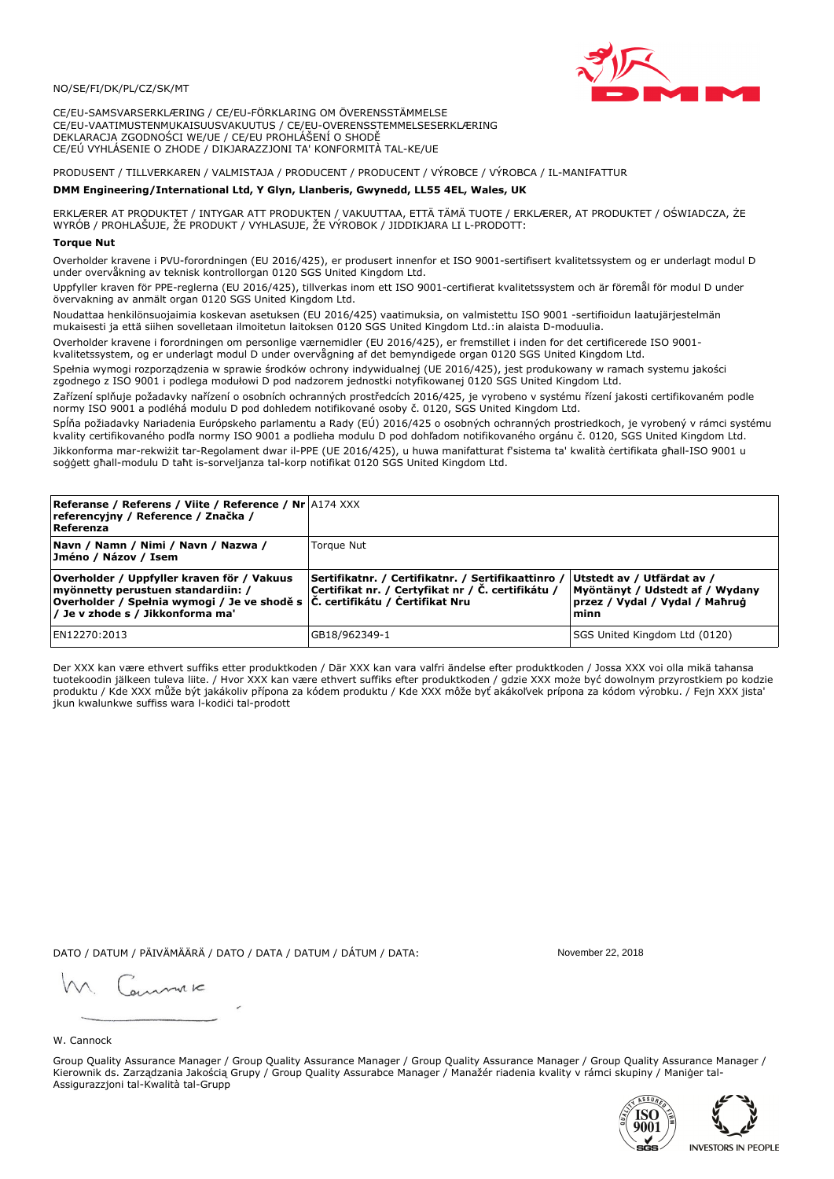NO/SE/FI/DK/PL/CZ/SK/MT

CE/EU-SAMSVARSERKLÆRING / CE/EU-FÖRKLARING OM ÖVERENSSTÄMMELSE
CE/EU-VAATIMUSTENMUKAISUUSVAKUUTUS / CE/EU-OVERENSSTEMMELSESERKLÆRING
DEKLARACJA ZGODNOŚCI WE/UE / CE/EU PROHLÁŠENÍ O SHODĚ
CE/EÚ VYHLÁSENIE O ZHODE / DIKJARAZZJONI TA' KONFORMITÀ TAL-KE/UE

PRODUSENT / TILLVERKAREN / VALMISTAJA / PRODUCENT / PRODUCENT / VÝROBCE / VÝROBCA / IL-MANIFATTUR

**DMM Engineering/International Ltd, Y Glyn, Llanberis, Gwynedd, LL55 4EL, Wales, UK**

ERKLÆRER AT PRODUKTET / INTYGAR ATT PRODUKTEN / VAKUUTTAA, ETTÄ TÄMÄ TUOTE / ERKLÆRER, AT PRODUKTET / OŚWIADCZA, ŻE WYRÓB / PROHLAŠUJE, ŽE PRODUKT / VYHLASUJE, ŽE VÝROBOK / JIDDIKJARA LI L-PRODOTT:

**Torque Nut**

Overholder kravene i PVU-forordningen (EU 2016/425), er produsert innenfor et ISO 9001-sertifisert kvalitetssystem og er underlagt modul D under overvåkning av teknisk kontrollorgan 0120 SGS United Kingdom Ltd.

Uppfyller kraven för PPE-reglerna (EU 2016/425), tillverkas inom ett ISO 9001-certifierat kvalitetssystem och är föremål för modul D under övervakning av anmält organ 0120 SGS United Kingdom Ltd.

Noudattaa henkilönsuojaimia koskevan asetuksen (EU 2016/425) vaatimuksia, on valmistettu ISO 9001 -sertifioidun laatujärjestelmän mukaisesti ja että siihen sovelletaan ilmoitetun laitoksen 0120 SGS United Kingdom Ltd.:in alaista D-moduulia.

Overholder kravene i forordningen om personlige værnemidler (EU 2016/425), er fremstillet i inden for det certificerede ISO 9001-kvalitetssystem, og er underlagt modul D under overvågning af det bemyndigede organ 0120 SGS United Kingdom Ltd.

Spełnia wymogi rozporządzenia w sprawie środków ochrony indywidualnej (UE 2016/425), jest produkowany w ramach systemu jakości zgodnego z ISO 9001 i podlega modułowi D pod nadzorem jednostki notyfikowanej 0120 SGS United Kingdom Ltd.

Zařízení splňuje požadavky nařízení o osobních ochranných prostředcích 2016/425, je vyrobeno v systému řízení jakosti certifikovaném podle normy ISO 9001 a podléhá modulu D pod dohledem notifikované osoby č. 0120, SGS United Kingdom Ltd.

Spĺňa požiadavky Nariadenia Európskeho parlamentu a Rady (EÚ) 2016/425 o osobných ochranných prostriedkoch, je vyrobený v rámci systému kvality certifikovaného podľa normy ISO 9001 a podlieha modulu D pod dohľadom notifikovaného orgánu č. 0120, SGS United Kingdom Ltd.

Jikkonforma mar-rekwiżit tar-Regolament dwar il-PPE (UE 2016/425), u huwa manifatturat f'sistema ta' kwalità ċertifikata għall-ISO 9001 u soġġett għall-modulu D taħt is-sorveljanza tal-korp notifikat 0120 SGS United Kingdom Ltd.

| **Referanse / Referens / Viite / Reference / Nr referencyjny / Reference / Značka / Referenza** | A174 XXX | |
|---|---|---|
| **Navn / Namn / Nimi / Navn / Nazwa / Jméno / Názov / Isem** | Torque Nut | |
| **Overholder / Uppfyller kraven för / Vakuus myönnetty perustuen standardiin: / Overholder / Spełnia wymogi / Je ve shodě s / Je v zhode s / Jikkonforma ma'** | **Sertifikatnr. / Certifikatnr. / Sertifikaattinro / Certifikat nr. / Certyfikat nr / Č. certifikátu / Č. certifikátu / Ċertifikat Nru** | **Utstedt av / Utfärdat av / Myöntänyt / Udstedt af / Wydany przez / Vydal / Vydal / Maħruġ minn** |
| EN12270:2013 | GB18/962349-1 | SGS United Kingdom Ltd (0120) |

Der XXX kan være ethvert suffiks etter produktkoden / Där XXX kan vara valfri ändelse efter produktkoden / Jossa XXX voi olla mikä tahansa tuotekoodin jälkeen tuleva liite. / Hvor XXX kan være ethvert suffiks efter produktkoden / gdzie XXX może być dowolnym przyrostkiem po kodzie produktu / Kde XXX může být jakákoliv přípona za kódem produktu / Kde XXX môže byť akákoľvek prípona za kódom výrobku. / Fejn XXX jista' jkun kwalunkwe suffiss wara l-kodiċi tal-prodott

DATO / DATUM / PÄIVÄMÄÄRÄ / DATO / DATA / DATUM / DÁTUM / DATA: November 22, 2018

W. Cannock

Group Quality Assurance Manager / Group Quality Assurance Manager / Group Quality Assurance Manager / Group Quality Assurance Manager / Kierownik ds. Zarządzania Jakością Grupy / Group Quality Assurabce Manager / Manažér riadenia kvality v rámci skupiny / Maniġer tal-Assigurazzjoni tal-Kwalità tal-Grupp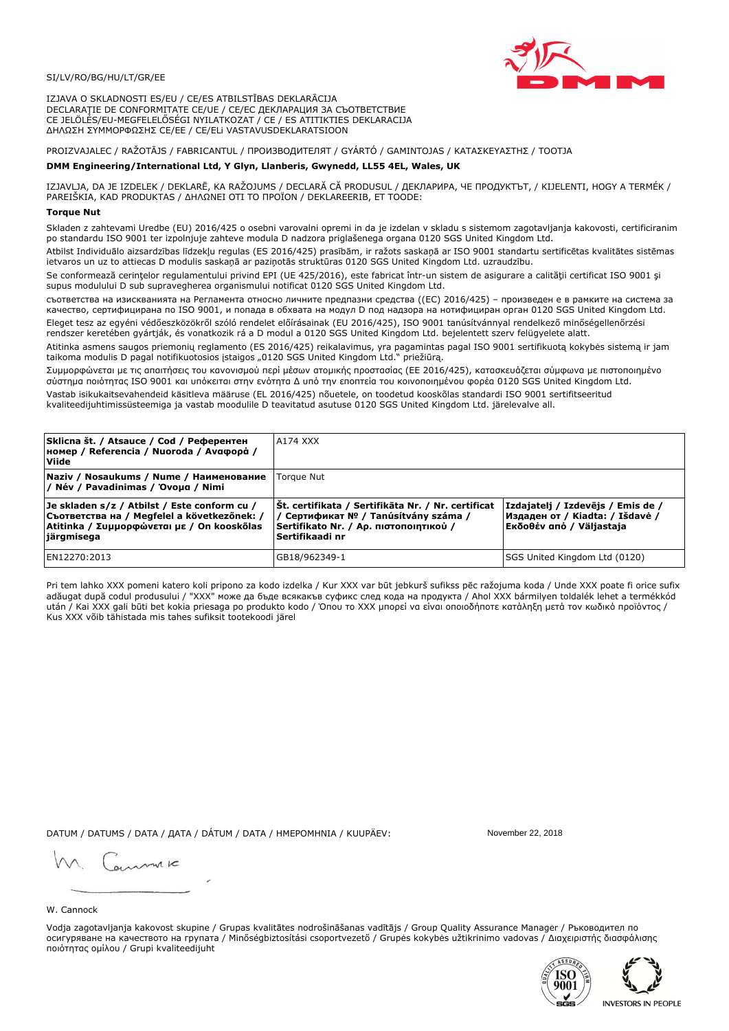SI/LV/RO/BG/HU/LT/GR/EE

IZJAVA O SKLADNOSTI ES/EU / CE/ES ATBILSTĪBAS DEKLARĀCIJA
DECLARAȚIE DE CONFORMITATE CE/UE / CE/EC ДЕКЛАРАЦИЯ ЗА СЪОТВЕТСТВИЕ
CE JELÖLÉS/EU-MEGFELELŐSÉGI NYILATKOZAT / CE / ES ATITIKTIES DEKLARACIJA
ΔΗΛΩΣΗ ΣΥΜΜΟΡΦΩΣΗΣ CE/EE / CE/ELi VASTAVUSDEKLARATSIOON

PROIZVAJALEC / RAŽOTĀJS / FABRICANTUL / ПРОИЗВОДИТЕЛЯТ / GYÁRTÓ / GAMINTOJAS / ΚΑΤΑΣΚΕΥΑΣΤΗΣ / TOOTJA

**DMM Engineering/International Ltd, Y Glyn, Llanberis, Gwynedd, LL55 4EL, Wales, UK**

IZJAVLJA, DA JE IZDELEK / DEKLARĒ, KA RAŽOJUMS / DECLARĂ CĂ PRODUSUL / ДЕКЛАРИРА, ЧЕ ПРОДУКТЪТ, / KIJELENTI, HOGY A TERMÉK / PAREIŠKIA, KAD PRODUKTAS / ΔΗΛΩΝΕΙ ΟΤΙ ΤΟ ΠΡΟΪΟΝ / DEKLAREERIB, ET TOODE:

**Torque Nut**

Skladen z zahtevami Uredbe (EU) 2016/425 o osebni varovalni opremi in da je izdelan v skladu s sistemom zagotavljanja kakovosti, certificiranim po standardu ISO 9001 ter izpolnjuje zahteve modula D nadzora priglašenega organa 0120 SGS United Kingdom Ltd.

Atbilst Individuālo aizsardzības līdzekļu regulas (ES 2016/425) prasībām, ir ražots saskaņā ar ISO 9001 standartu sertificētas kvalitātes sistēmas ietvaros un uz to attiecas D modulis saskaņā ar paziņotās struktūras 0120 SGS United Kingdom Ltd. uzraudzību.

Se conformează cerințelor regulamentului privind EPI (UE 425/2016), este fabricat într-un sistem de asigurare a calității certificat ISO 9001 și supus modulului D sub supravegherea organismului notificat 0120 SGS United Kingdom Ltd.

съответства на изискванията на Регламента относно личните предпазни средства ((ЕС) 2016/425) – произведен е в рамките на система за качество, сертифицирана по ISO 9001, и попада в обхвата на модул D под надзора на нотифициран орган 0120 SGS United Kingdom Ltd.

Eleget tesz az egyéni védőeszközökről szóló rendelet előírásainak (EU 2016/425), ISO 9001 tanúsítvánnyal rendelkező minőségellenőrzési rendszer keretében gyártják, és vonatkozik rá a D modul a 0120 SGS United Kingdom Ltd. bejelentett szerv felügyelete alatt.

Atitinka asmens saugos priemonių reglamento (ES 2016/425) reikalavimus, yra pagamintas pagal ISO 9001 sertifikuotą kokybės sistemą ir jam taikoma modulis D pagal notifikuotosios įstaigos „0120 SGS United Kingdom Ltd." priežiūrą.

Συμμορφώνεται με τις απαιτήσεις του κανονισμού περί μέσων ατομικής προστασίας (ΕΕ 2016/425), κατασκευάζεται σύμφωνα με πιστοποιημένο σύστημα ποιότητας ISO 9001 και υπόκειται στην ενότητα Δ υπό την εποπτεία του κοινοποιημένου φορέα 0120 SGS United Kingdom Ltd.

Vastab isikukaitsevahendeid käsitleva määruse (EL 2016/425) nõuetele, on toodetud kooskõlas standardi ISO 9001 sertifitseeritud kvaliteedijuhtimissüsteemiga ja vastab moodulile D teavitatud asutuse 0120 SGS United Kingdom Ltd. järelevalve all.

| | | |
|---|---|---|
| **Sklicna št. / Atsauce / Cod / Референтен номер / Referencia / Nuoroda / Αναφορά / Viide** | A174 XXX | |
| **Naziv / Nosaukums / Nume / Наименование / Név / Pavadinimas / Όνομα / Nimi** | Torque Nut | |
| **Je skladen s/z / Atbilst / Este conform cu / Съответства на / Megfelel a következőnek: / Atitinka / Συμμορφώνεται με / On kooskõlas järgmisega** | **Št. certifikata / Sertifikāta Nr. / Nr. certificat / Сертификат № / Tanúsítvány száma / Sertifikato Nr. / Αρ. πιστοποιητικού / Sertifikaadi nr** | **Izdajatelj / Izdevējs / Emis de / Издаден от / Kiadta: / Išdavė / Εκδοθέν από / Väljastaja** |
| EN12270:2013 | GB18/962349-1 | SGS United Kingdom Ltd (0120) |

Pri tem lahko XXX pomeni katero koli pripono za kodo izdelka / Kur XXX var būt jebkurš sufikss pēc ražojuma koda / Unde XXX poate fi orice sufix adăugat după codul produsului / "XXX" може да бъде всякакъв суфикс след кода на продукта / Ahol XXX bármilyen toldalék lehet a termékkód után / Kai XXX gali būti bet kokia priesaga po produkto kodo / Όπου το XXX μπορεί να είναι οποιοδήποτε κατάληξη μετά τον κωδικό προϊόντος / Kus XXX võib tähistada mis tahes sufiksit tootekoodi järel

DATUM / DATUMS / DATA / ДАТА / DÁTUM / DATA / ΗΜΕΡΟΜΗΝΙΑ / KUUPÄEV: November 22, 2018

W. Cannock

Vodja zagotavljanja kakovost skupine / Grupas kvalitātes nodrošināšanas vadītājs / Group Quality Assurance Manager / Ръководител по осигуряване на качеството на групата / Minőségbiztosítási csoportvezető / Grupės kokybės užtikrinimo vadovas / Διαχειριστής διασφάλισης ποιότητας ομίλου / Grupi kvaliteedijuht

INVESTORS IN PEOPLE